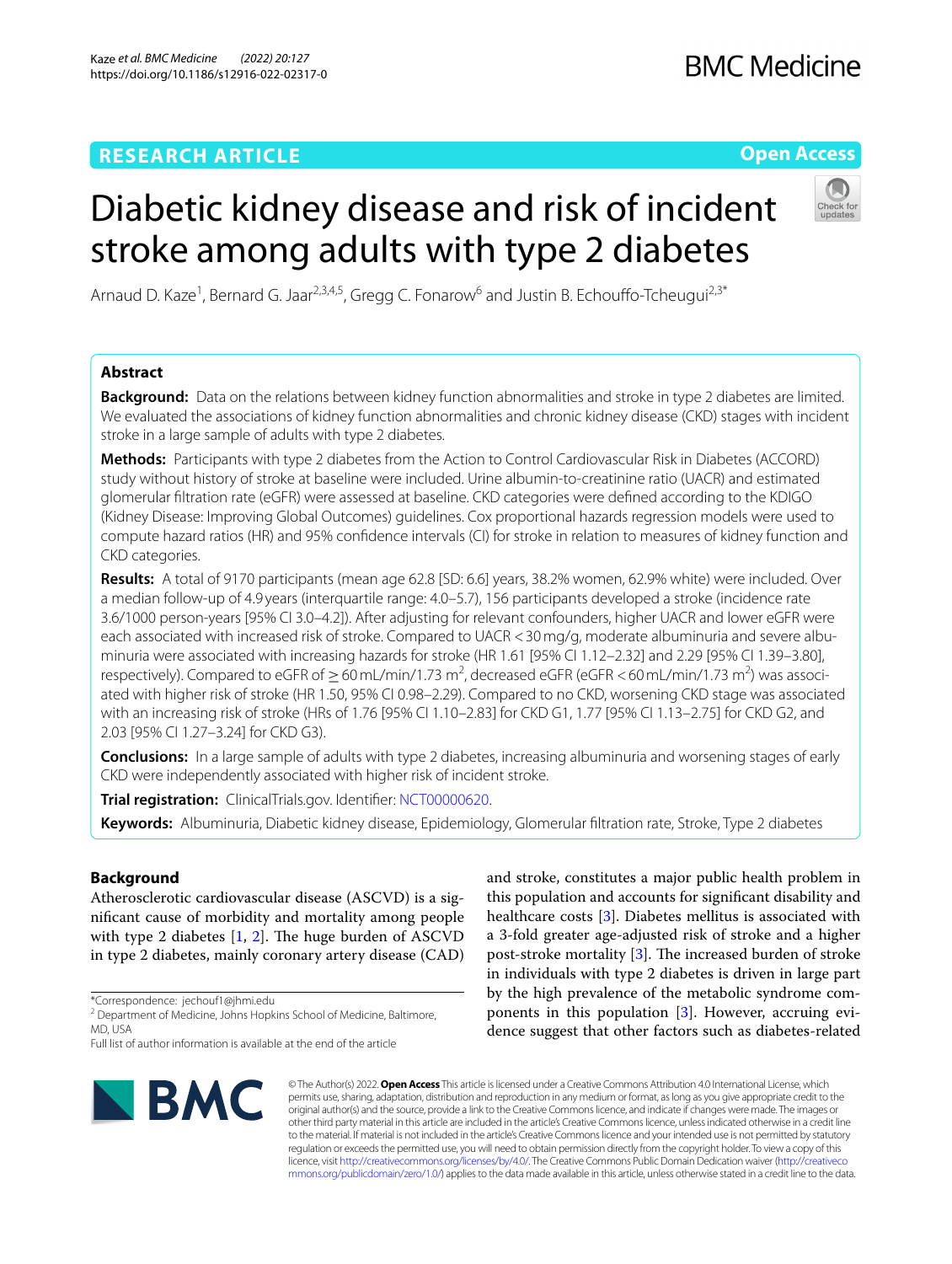RESEARCH ARTICLE

Open Access

# Diabetic kidney disease and risk of incident stroke among adults with type 2 diabetes

Arnaud D. Kaze[1], Bernard G. Jaar[2,3,4,5], Gregg C. Fonarow[6] and Justin B. Echouffo-Tcheugui[2,3*]

## Abstract

**Background:** Data on the relations between kidney function abnormalities and stroke in type 2 diabetes are limited. We evaluated the associations of kidney function abnormalities and chronic kidney disease (CKD) stages with incident stroke in a large sample of adults with type 2 diabetes.

**Methods:** Participants with type 2 diabetes from the Action to Control Cardiovascular Risk in Diabetes (ACCORD) study without history of stroke at baseline were included. Urine albumin-to-creatinine ratio (UACR) and estimated glomerular filtration rate (eGFR) were assessed at baseline. CKD categories were defined according to the KDIGO (Kidney Disease: Improving Global Outcomes) guidelines. Cox proportional hazards regression models were used to compute hazard ratios (HR) and 95% confidence intervals (CI) for stroke in relation to measures of kidney function and CKD categories.

**Results:** A total of 9170 participants (mean age 62.8 [SD: 6.6] years, 38.2% women, 62.9% white) were included. Over a median follow-up of 4.9 years (interquartile range: 4.0–5.7), 156 participants developed a stroke (incidence rate 3.6/1000 person-years [95% CI 3.0–4.2]). After adjusting for relevant confounders, higher UACR and lower eGFR were each associated with increased risk of stroke. Compared to UACR < 30 mg/g, moderate albuminuria and severe albuminuria were associated with increasing hazards for stroke (HR 1.61 [95% CI 1.12–2.32] and 2.29 [95% CI 1.39–3.80], respectively). Compared to eGFR of ≥ 60 mL/min/1.73 m$^2$, decreased eGFR (eGFR < 60 mL/min/1.73 m$^2$) was associated with higher risk of stroke (HR 1.50, 95% CI 0.98–2.29). Compared to no CKD, worsening CKD stage was associated with an increasing risk of stroke (HRs of 1.76 [95% CI 1.10–2.83] for CKD G1, 1.77 [95% CI 1.13–2.75] for CKD G2, and 2.03 [95% CI 1.27–3.24] for CKD G3).

**Conclusions:** In a large sample of adults with type 2 diabetes, increasing albuminuria and worsening stages of early CKD were independently associated with higher risk of incident stroke.

**Trial registration:** ClinicalTrials.gov. Identifier: NCT00000620.

**Keywords:** Albuminuria, Diabetic kidney disease, Epidemiology, Glomerular filtration rate, Stroke, Type 2 diabetes

## Background

Atherosclerotic cardiovascular disease (ASCVD) is a significant cause of morbidity and mortality among people with type 2 diabetes [1, 2]. The huge burden of ASCVD in type 2 diabetes, mainly coronary artery disease (CAD) and stroke, constitutes a major public health problem in this population and accounts for significant disability and healthcare costs [3]. Diabetes mellitus is associated with a 3-fold greater age-adjusted risk of stroke and a higher post-stroke mortality [3]. The increased burden of stroke in individuals with type 2 diabetes is driven in large part by the high prevalence of the metabolic syndrome components in this population [3]. However, accruing evidence suggest that other factors such as diabetes-related

*Correspondence: jechouf1@jhmi.edu
[2] Department of Medicine, Johns Hopkins School of Medicine, Baltimore, MD, USA
Full list of author information is available at the end of the article

© The Author(s) 2022. **Open Access** This article is licensed under a Creative Commons Attribution 4.0 International License, which permits use, sharing, adaptation, distribution and reproduction in any medium or format, as long as you give appropriate credit to the original author(s) and the source, provide a link to the Creative Commons licence, and indicate if changes were made. The images or other third party material in this article are included in the article's Creative Commons licence, unless indicated otherwise in a credit line to the material. If material is not included in the article's Creative Commons licence and your intended use is not permitted by statutory regulation or exceeds the permitted use, you will need to obtain permission directly from the copyright holder. To view a copy of this licence, visit http://creativecommons.org/licenses/by/4.0/. The Creative Commons Public Domain Dedication waiver (http://creativecommons.org/publicdomain/zero/1.0/) applies to the data made available in this article, unless otherwise stated in a credit line to the data.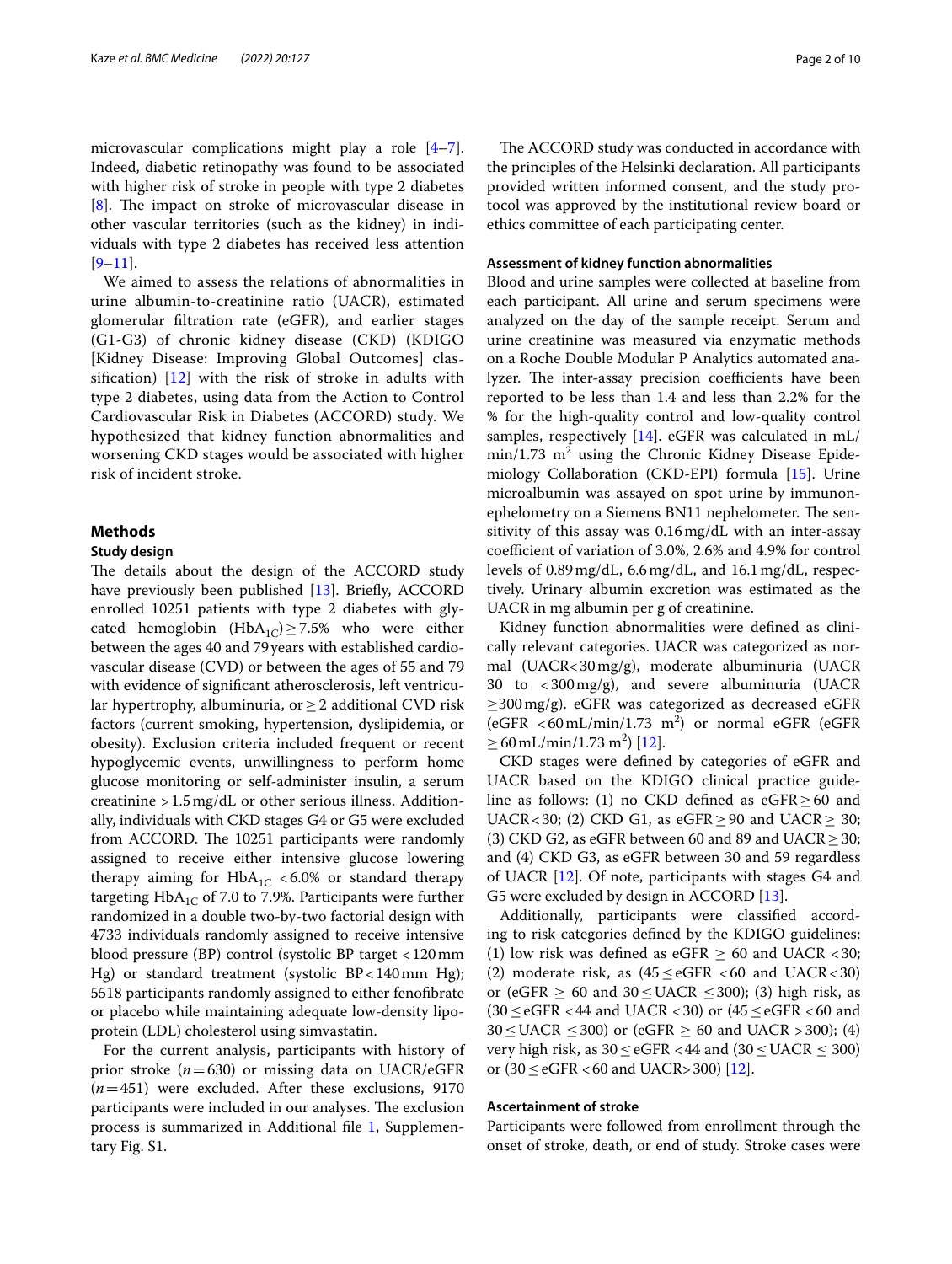microvascular complications might play a role [4–7]. Indeed, diabetic retinopathy was found to be associated with higher risk of stroke in people with type 2 diabetes [8]. The impact on stroke of microvascular disease in other vascular territories (such as the kidney) in individuals with type 2 diabetes has received less attention [9–11].

We aimed to assess the relations of abnormalities in urine albumin-to-creatinine ratio (UACR), estimated glomerular filtration rate (eGFR), and earlier stages (G1-G3) of chronic kidney disease (CKD) (KDIGO [Kidney Disease: Improving Global Outcomes] classification) [12] with the risk of stroke in adults with type 2 diabetes, using data from the Action to Control Cardiovascular Risk in Diabetes (ACCORD) study. We hypothesized that kidney function abnormalities and worsening CKD stages would be associated with higher risk of incident stroke.

## Methods

### Study design

The details about the design of the ACCORD study have previously been published [13]. Briefly, ACCORD enrolled 10251 patients with type 2 diabetes with glycated hemoglobin ($HbA_{1C}$) ≥ 7.5% who were either between the ages 40 and 79 years with established cardiovascular disease (CVD) or between the ages of 55 and 79 with evidence of significant atherosclerosis, left ventricular hypertrophy, albuminuria, or ≥ 2 additional CVD risk factors (current smoking, hypertension, dyslipidemia, or obesity). Exclusion criteria included frequent or recent hypoglycemic events, unwillingness to perform home glucose monitoring or self-administer insulin, a serum creatinine > 1.5 mg/dL or other serious illness. Additionally, individuals with CKD stages G4 or G5 were excluded from ACCORD. The 10251 participants were randomly assigned to receive either intensive glucose lowering therapy aiming for $HbA_{1C}$ < 6.0% or standard therapy targeting $HbA_{1C}$ of 7.0 to 7.9%. Participants were further randomized in a double two-by-two factorial design with 4733 individuals randomly assigned to receive intensive blood pressure (BP) control (systolic BP target < 120 mm Hg) or standard treatment (systolic BP < 140 mm Hg); 5518 participants randomly assigned to either fenofibrate or placebo while maintaining adequate low-density lipoprotein (LDL) cholesterol using simvastatin.

For the current analysis, participants with history of prior stroke ($n = 630$) or missing data on UACR/eGFR ($n = 451$) were excluded. After these exclusions, 9170 participants were included in our analyses. The exclusion process is summarized in Additional file 1, Supplementary Fig. S1.

The ACCORD study was conducted in accordance with the principles of the Helsinki declaration. All participants provided written informed consent, and the study protocol was approved by the institutional review board or ethics committee of each participating center.

### Assessment of kidney function abnormalities

Blood and urine samples were collected at baseline from each participant. All urine and serum specimens were analyzed on the day of the sample receipt. Serum and urine creatinine was measured via enzymatic methods on a Roche Double Modular P Analytics automated analyzer. The inter-assay precision coefficients have been reported to be less than 1.4 and less than 2.2% for the % for the high-quality control and low-quality control samples, respectively [14]. eGFR was calculated in mL/min/1.73 $m^2$ using the Chronic Kidney Disease Epidemiology Collaboration (CKD-EPI) formula [15]. Urine microalbumin was assayed on spot urine by immunonephelometry on a Siemens BN11 nephelometer. The sensitivity of this assay was 0.16 mg/dL with an inter-assay coefficient of variation of 3.0%, 2.6% and 4.9% for control levels of 0.89 mg/dL, 6.6 mg/dL, and 16.1 mg/dL, respectively. Urinary albumin excretion was estimated as the UACR in mg albumin per g of creatinine.

Kidney function abnormalities were defined as clinically relevant categories. UACR was categorized as normal (UACR < 30 mg/g), moderate albuminuria (UACR 30 to < 300 mg/g), and severe albuminuria (UACR ≥ 300 mg/g). eGFR was categorized as decreased eGFR (eGFR < 60 mL/min/1.73 $m^2$) or normal eGFR (eGFR ≥ 60 mL/min/1.73 $m^2$) [12].

CKD stages were defined by categories of eGFR and UACR based on the KDIGO clinical practice guideline as follows: (1) no CKD defined as eGFR ≥ 60 and UACR < 30; (2) CKD G1, as eGFR ≥ 90 and UACR ≥ 30; (3) CKD G2, as eGFR between 60 and 89 and UACR ≥ 30; and (4) CKD G3, as eGFR between 30 and 59 regardless of UACR [12]. Of note, participants with stages G4 and G5 were excluded by design in ACCORD [13].

Additionally, participants were classified according to risk categories defined by the KDIGO guidelines: (1) low risk was defined as eGFR ≥ 60 and UACR < 30; (2) moderate risk, as (45 ≤ eGFR < 60 and UACR < 30) or (eGFR ≥ 60 and 30 ≤ UACR ≤ 300); (3) high risk, as (30 ≤ eGFR < 44 and UACR < 30) or (45 ≤ eGFR < 60 and 30 ≤ UACR ≤ 300) or (eGFR ≥ 60 and UACR > 300); (4) very high risk, as 30 ≤ eGFR < 44 and (30 ≤ UACR ≤ 300) or (30 ≤ eGFR < 60 and UACR > 300) [12].

### Ascertainment of stroke

Participants were followed from enrollment through the onset of stroke, death, or end of study. Stroke cases were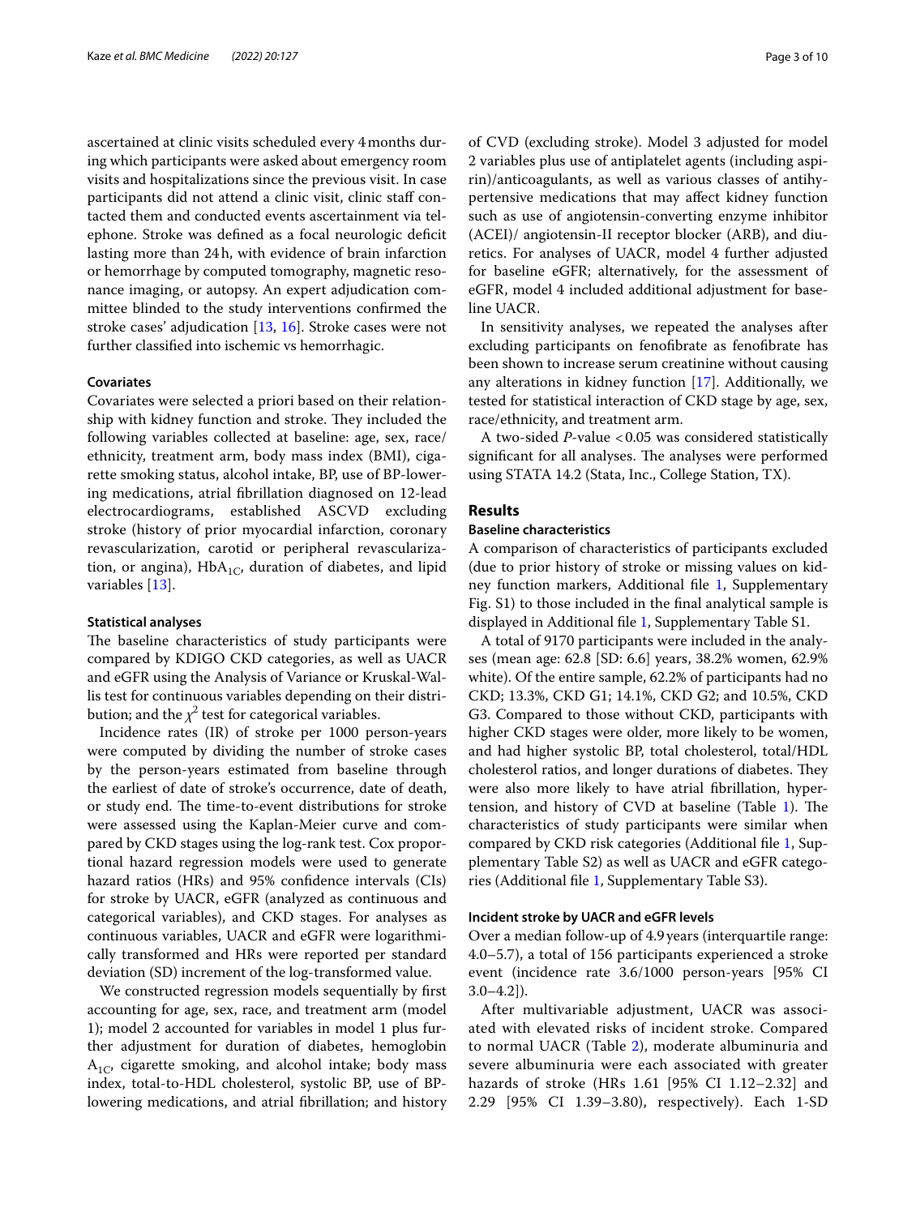ascertained at clinic visits scheduled every 4 months during which participants were asked about emergency room visits and hospitalizations since the previous visit. In case participants did not attend a clinic visit, clinic staff contacted them and conducted events ascertainment via telephone. Stroke was defined as a focal neurologic deficit lasting more than 24 h, with evidence of brain infarction or hemorrhage by computed tomography, magnetic resonance imaging, or autopsy. An expert adjudication committee blinded to the study interventions confirmed the stroke cases' adjudication [13, 16]. Stroke cases were not further classified into ischemic vs hemorrhagic.

### Covariates

Covariates were selected a priori based on their relationship with kidney function and stroke. They included the following variables collected at baseline: age, sex, race/ethnicity, treatment arm, body mass index (BMI), cigarette smoking status, alcohol intake, BP, use of BP-lowering medications, atrial fibrillation diagnosed on 12-lead electrocardiograms, established ASCVD excluding stroke (history of prior myocardial infarction, coronary revascularization, carotid or peripheral revascularization, or angina), $HbA_{1C}$, duration of diabetes, and lipid variables [13].

### Statistical analyses

The baseline characteristics of study participants were compared by KDIGO CKD categories, as well as UACR and eGFR using the Analysis of Variance or Kruskal-Wallis test for continuous variables depending on their distribution; and the $\chi^2$ test for categorical variables.

Incidence rates (IR) of stroke per 1000 person-years were computed by dividing the number of stroke cases by the person-years estimated from baseline through the earliest of date of stroke's occurrence, date of death, or study end. The time-to-event distributions for stroke were assessed using the Kaplan-Meier curve and compared by CKD stages using the log-rank test. Cox proportional hazard regression models were used to generate hazard ratios (HRs) and 95% confidence intervals (CIs) for stroke by UACR, eGFR (analyzed as continuous and categorical variables), and CKD stages. For analyses as continuous variables, UACR and eGFR were logarithmically transformed and HRs were reported per standard deviation (SD) increment of the log-transformed value.

We constructed regression models sequentially by first accounting for age, sex, race, and treatment arm (model 1); model 2 accounted for variables in model 1 plus further adjustment for duration of diabetes, hemoglobin $A_{1C}$, cigarette smoking, and alcohol intake; body mass index, total-to-HDL cholesterol, systolic BP, use of BP-lowering medications, and atrial fibrillation; and history of CVD (excluding stroke). Model 3 adjusted for model 2 variables plus use of antiplatelet agents (including aspirin)/anticoagulants, as well as various classes of antihypertensive medications that may affect kidney function such as use of angiotensin-converting enzyme inhibitor (ACEI)/ angiotensin-II receptor blocker (ARB), and diuretics. For analyses of UACR, model 4 further adjusted for baseline eGFR; alternatively, for the assessment of eGFR, model 4 included additional adjustment for baseline UACR.

In sensitivity analyses, we repeated the analyses after excluding participants on fenofibrate as fenofibrate has been shown to increase serum creatinine without causing any alterations in kidney function [17]. Additionally, we tested for statistical interaction of CKD stage by age, sex, race/ethnicity, and treatment arm.

A two-sided $P$-value $<0.05$ was considered statistically significant for all analyses. The analyses were performed using STATA 14.2 (Stata, Inc., College Station, TX).

## Results

### Baseline characteristics

A comparison of characteristics of participants excluded (due to prior history of stroke or missing values on kidney function markers, Additional file 1, Supplementary Fig. S1) to those included in the final analytical sample is displayed in Additional file 1, Supplementary Table S1.

A total of 9170 participants were included in the analyses (mean age: 62.8 [SD: 6.6] years, 38.2% women, 62.9% white). Of the entire sample, 62.2% of participants had no CKD; 13.3%, CKD G1; 14.1%, CKD G2; and 10.5%, CKD G3. Compared to those without CKD, participants with higher CKD stages were older, more likely to be women, and had higher systolic BP, total cholesterol, total/HDL cholesterol ratios, and longer durations of diabetes. They were also more likely to have atrial fibrillation, hypertension, and history of CVD at baseline (Table 1). The characteristics of study participants were similar when compared by CKD risk categories (Additional file 1, Supplementary Table S2) as well as UACR and eGFR categories (Additional file 1, Supplementary Table S3).

### Incident stroke by UACR and eGFR levels

Over a median follow-up of 4.9 years (interquartile range: 4.0–5.7), a total of 156 participants experienced a stroke event (incidence rate 3.6/1000 person-years [95% CI 3.0–4.2]).

After multivariable adjustment, UACR was associated with elevated risks of incident stroke. Compared to normal UACR (Table 2), moderate albuminuria and severe albuminuria were each associated with greater hazards of stroke (HRs 1.61 [95% CI 1.12–2.32] and 2.29 [95% CI 1.39–3.80), respectively). Each 1-SD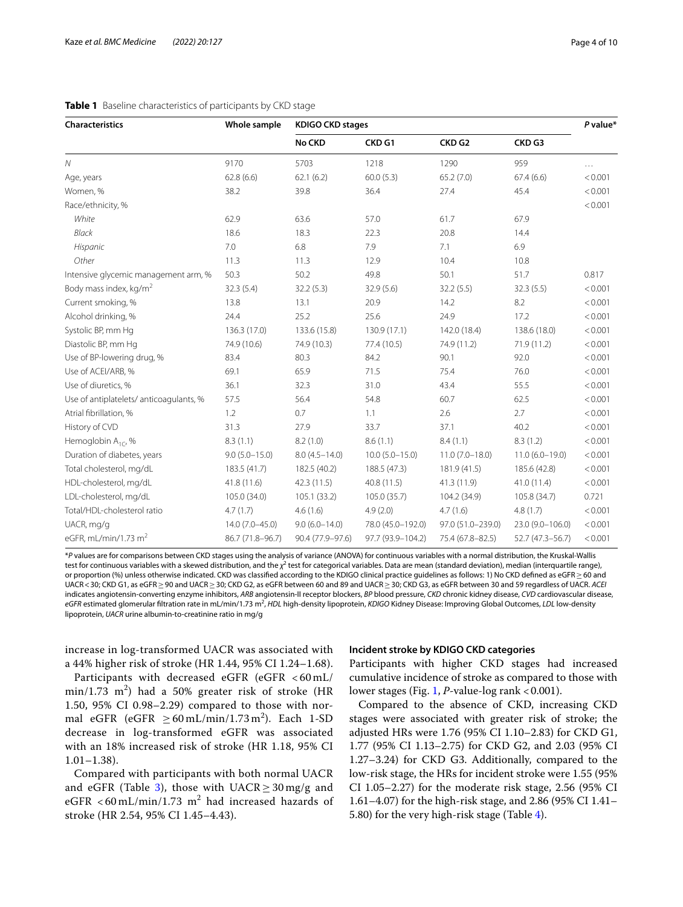**Table 1** Baseline characteristics of participants by CKD stage

| Characteristics | Whole sample | KDIGO CKD stages | | | | *P* value* |
|---|---|---|---|---|---|---|
| | | No CKD | CKD G1 | CKD G2 | CKD G3 | |
| *N* | 9170 | 5703 | 1218 | 1290 | 959 | … |
| Age, years | 62.8 (6.6) | 62.1 (6.2) | 60.0 (5.3) | 65.2 (7.0) | 67.4 (6.6) | < 0.001 |
| Women, % | 38.2 | 39.8 | 36.4 | 27.4 | 45.4 | < 0.001 |
| Race/ethnicity, % | | | | | | < 0.001 |
| *White* | 62.9 | 63.6 | 57.0 | 61.7 | 67.9 | |
| *Black* | 18.6 | 18.3 | 22.3 | 20.8 | 14.4 | |
| *Hispanic* | 7.0 | 6.8 | 7.9 | 7.1 | 6.9 | |
| *Other* | 11.3 | 11.3 | 12.9 | 10.4 | 10.8 | |
| Intensive glycemic management arm, % | 50.3 | 50.2 | 49.8 | 50.1 | 51.7 | 0.817 |
| Body mass index, kg/m$^2$ | 32.3 (5.4) | 32.2 (5.3) | 32.9 (5.6) | 32.2 (5.5) | 32.3 (5.5) | < 0.001 |
| Current smoking, % | 13.8 | 13.1 | 20.9 | 14.2 | 8.2 | < 0.001 |
| Alcohol drinking, % | 24.4 | 25.2 | 25.6 | 24.9 | 17.2 | < 0.001 |
| Systolic BP, mm Hg | 136.3 (17.0) | 133.6 (15.8) | 130.9 (17.1) | 142.0 (18.4) | 138.6 (18.0) | < 0.001 |
| Diastolic BP, mm Hg | 74.9 (10.6) | 74.9 (10.3) | 77.4 (10.5) | 74.9 (11.2) | 71.9 (11.2) | < 0.001 |
| Use of BP-lowering drug, % | 83.4 | 80.3 | 84.2 | 90.1 | 92.0 | < 0.001 |
| Use of ACEI/ARB, % | 69.1 | 65.9 | 71.5 | 75.4 | 76.0 | < 0.001 |
| Use of diuretics, % | 36.1 | 32.3 | 31.0 | 43.4 | 55.5 | < 0.001 |
| Use of antiplatelets/ anticoagulants, % | 57.5 | 56.4 | 54.8 | 60.7 | 62.5 | < 0.001 |
| Atrial fibrillation, % | 1.2 | 0.7 | 1.1 | 2.6 | 2.7 | < 0.001 |
| History of CVD | 31.3 | 27.9 | 33.7 | 37.1 | 40.2 | < 0.001 |
| Hemoglobin $A_{1C}$, % | 8.3 (1.1) | 8.2 (1.0) | 8.6 (1.1) | 8.4 (1.1) | 8.3 (1.2) | < 0.001 |
| Duration of diabetes, years | 9.0 (5.0–15.0) | 8.0 (4.5–14.0) | 10.0 (5.0–15.0) | 11.0 (7.0–18.0) | 11.0 (6.0–19.0) | < 0.001 |
| Total cholesterol, mg/dL | 183.5 (41.7) | 182.5 (40.2) | 188.5 (47.3) | 181.9 (41.5) | 185.6 (42.8) | < 0.001 |
| HDL-cholesterol, mg/dL | 41.8 (11.6) | 42.3 (11.5) | 40.8 (11.5) | 41.3 (11.9) | 41.0 (11.4) | < 0.001 |
| LDL-cholesterol, mg/dL | 105.0 (34.0) | 105.1 (33.2) | 105.0 (35.7) | 104.2 (34.9) | 105.8 (34.7) | 0.721 |
| Total/HDL-cholesterol ratio | 4.7 (1.7) | 4.6 (1.6) | 4.9 (2.0) | 4.7 (1.6) | 4.8 (1.7) | < 0.001 |
| UACR, mg/g | 14.0 (7.0–45.0) | 9.0 (6.0–14.0) | 78.0 (45.0–192.0) | 97.0 (51.0–239.0) | 23.0 (9.0–106.0) | < 0.001 |
| eGFR, mL/min/1.73 m$^2$ | 86.7 (71.8–96.7) | 90.4 (77.9–97.6) | 97.7 (93.9–104.2) | 75.4 (67.8–82.5) | 52.7 (47.3–56.7) | < 0.001 |

**P* values are for comparisons between CKD stages using the analysis of variance (ANOVA) for continuous variables with a normal distribution, the Kruskal-Wallis test for continuous variables with a skewed distribution, and the $\chi^2$ test for categorical variables. Data are mean (standard deviation), median (interquartile range), or proportion (%) unless otherwise indicated. CKD was classified according to the KDIGO clinical practice guidelines as follows: 1) No CKD defined as eGFR ≥ 60 and UACR < 30; CKD G1, as eGFR ≥ 90 and UACR ≥ 30; CKD G2, as eGFR between 60 and 89 and UACR ≥ 30; CKD G3, as eGFR between 30 and 59 regardless of UACR. *ACEI* indicates angiotensin-converting enzyme inhibitors, *ARB* angiotensin-II receptor blockers, *BP* blood pressure, *CKD* chronic kidney disease, *CVD* cardiovascular disease, *eGFR* estimated glomerular filtration rate in mL/min/1.73 m$^2$, *HDL* high-density lipoprotein, *KDIGO* Kidney Disease: Improving Global Outcomes, *LDL* low-density lipoprotein, *UACR* urine albumin-to-creatinine ratio in mg/g

increase in log-transformed UACR was associated with a 44% higher risk of stroke (HR 1.44, 95% CI 1.24–1.68).

Participants with decreased eGFR (eGFR < 60 mL/min/1.73 m$^2$) had a 50% greater risk of stroke (HR 1.50, 95% CI 0.98–2.29) compared to those with normal eGFR (eGFR ≥ 60 mL/min/1.73 m$^2$). Each 1-SD decrease in log-transformed eGFR was associated with an 18% increased risk of stroke (HR 1.18, 95% CI 1.01–1.38).

Compared with participants with both normal UACR and eGFR (Table 3), those with UACR ≥ 30 mg/g and eGFR < 60 mL/min/1.73 m$^2$ had increased hazards of stroke (HR 2.54, 95% CI 1.45–4.43).

### Incident stroke by KDIGO CKD categories

Participants with higher CKD stages had increased cumulative incidence of stroke as compared to those with lower stages (Fig. 1, *P*-value-log rank < 0.001).

Compared to the absence of CKD, increasing CKD stages were associated with greater risk of stroke; the adjusted HRs were 1.76 (95% CI 1.10–2.83) for CKD G1, 1.77 (95% CI 1.13–2.75) for CKD G2, and 2.03 (95% CI 1.27–3.24) for CKD G3. Additionally, compared to the low-risk stage, the HRs for incident stroke were 1.55 (95% CI 1.05–2.27) for the moderate risk stage, 2.56 (95% CI 1.61–4.07) for the high-risk stage, and 2.86 (95% CI 1.41–5.80) for the very high-risk stage (Table 4).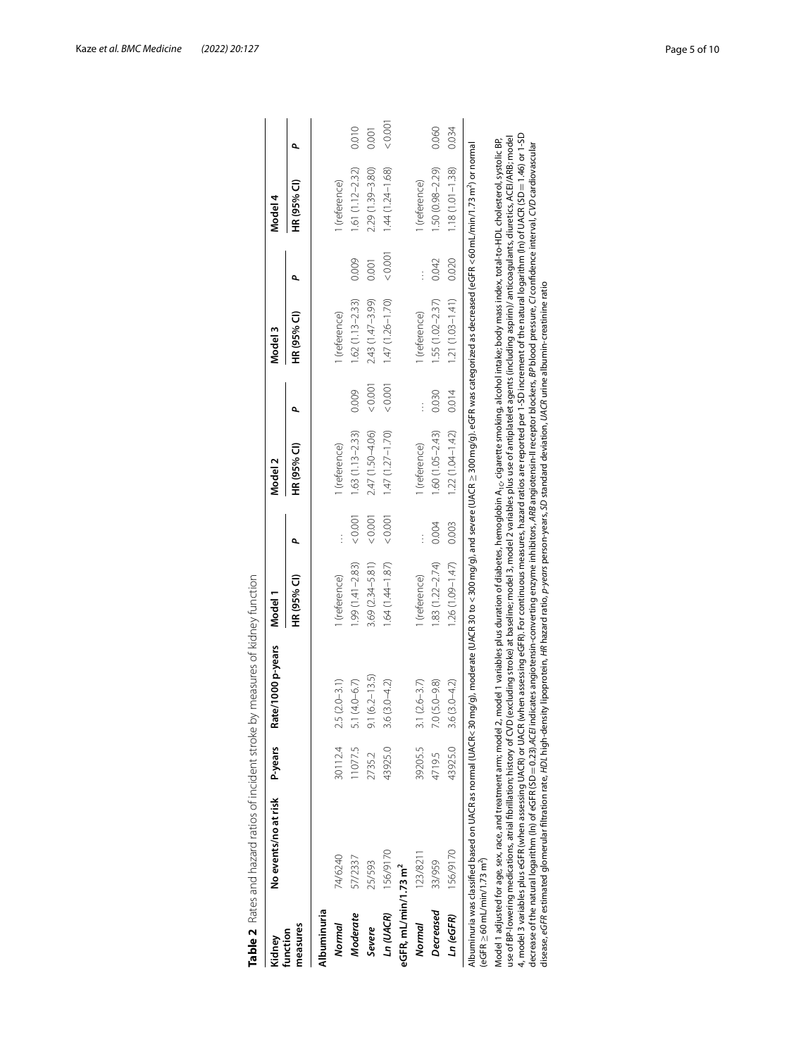**Table 2** Rates and hazard ratios of incident stroke by measures of kidney function

| Kidney function measures | No events/no at risk | P-years | Rate/1000 p-years | Model 1 | | Model 2 | | Model 3 | | Model 4 | |
|---|---|---|---|---|---|---|---|---|---|---|---|
| | | | | HR (95% CI) | P | HR (95% CI) | P | HR (95% CI) | P | HR (95% CI) | P |
| **Albuminuria** | | | | | | | | | | | |
| *Normal* | 74/6240 | 30112.4 | 2.5 (2.0–3.1) | 1 (reference) | … | 1 (reference) | | 1 (reference) | | 1 (reference) | |
| *Moderate* | 57/2337 | 11077.5 | 5.1 (4.0–6.7) | 1.99 (1.41–2.83) | < 0.001 | 1.63 (1.13–2.33) | 0.009 | 1.62 (1.13–2.33) | 0.009 | 1.61 (1.12–2.32) | 0.010 |
| *Severe* | 25/593 | 2735.2 | 9.1 (6.2–13.5) | 3.69 (2.34–5.81) | < 0.001 | 2.47 (1.50–4.06) | < 0.001 | 2.43 (1.47–3.99) | 0.001 | 2.29 (1.39–3.80) | 0.001 |
| *Ln (UACR)* | 156/9170 | 43925.0 | 3.6 (3.0–4.2) | 1.64 (1.44–1.87) | < 0.001 | 1.47 (1.27–1.70) | < 0.001 | 1.47 (1.26–1.70) | < 0.001 | 1.44 (1.24–1.68) | < 0.001 |
| **eGFR, mL/min/1.73 m²** | | | | | | | | | | | |
| *Normal* | 123/8211 | 39205.5 | 3.1 (2.6–3.7) | 1 (reference) | … | 1 (reference) | … | 1 (reference) | … | 1 (reference) | |
| *Decreased* | 33/959 | 4719.5 | 7.0 (5.0–9.8) | 1.83 (1.22–2.74) | 0.004 | 1.60 (1.05–2.43) | 0.030 | 1.55 (1.02–2.37) | 0.042 | 1.50 (0.98–2.29) | 0.060 |
| *Ln (eGFR)* | 156/9170 | 43925.0 | 3.6 (3.0–4.2) | 1.26 (1.09–1.47) | 0.003 | 1.22 (1.04–1.42) | 0.014 | 1.21 (1.03–1.41) | 0.020 | 1.18 (1.01–1.38) | 0.034 |

Albuminuria was classified based on UACR as normal (UACR< 30 mg/g), moderate (UACR 30 to < 300 mg/g), and severe (UACR ≥ 300 mg/g). eGFR was categorized as decreased (eGFR < 60 mL/min/1.73 m²) or normal (eGFR ≥ 60 mL/min/1.73 m²)

Model 1 adjusted for age, sex, race, and treatment arm; model 2, model 1 variables plus duration of diabetes, hemoglobin $A_{1c}$, cigarette smoking, alcohol intake; body mass index, total-to-HDL cholesterol, systolic BP, use of BP-lowering medications, atrial fibrillation; history of CVD (excluding stroke) at baseline; model 3, model 2 variables plus use of antiplatelet agents (including aspirin)/ anticoagulants, diuretics, ACEI/ARB; model 4, model 3 variables plus eGFR (when assessing UACR) or UACR (when assessing eGFR). For continuous measures, hazard ratios are reported per 1-SD increment of the natural logarithm (ln) of UACR (SD = 1.46) or 1-SD decrease of the natural logarithm (ln) of eGFR (SD = 0.23). *ACEI* indicates angiotensin-converting enzyme inhibitors, *ARB* angiotensin-II receptor blockers, *BP* blood pressure, *CI* confidence interval, *CVD* cardiovascular disease, *eGFR* estimated glomerular filtration rate, *HDL* high-density lipoprotein, *HR* hazard ratio, *p-years* person-years, *SD* standard deviation, *UACR* urine albumin-creatinine ratio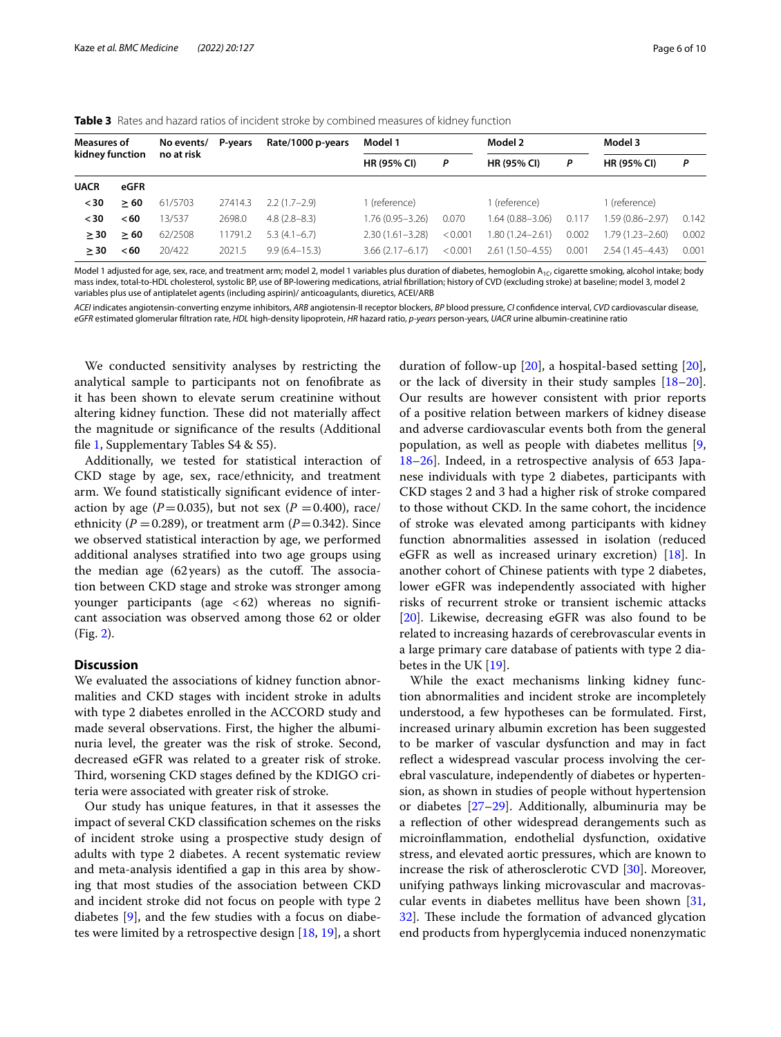**Table 3** Rates and hazard ratios of incident stroke by combined measures of kidney function

| Measures of kidney function | | No events/ no at risk | P-years | Rate/1000 p-years | Model 1 | | Model 2 | | Model 3 | |
|---|---|---|---|---|---|---|---|---|---|---|
| | | | | | HR (95% CI) | *P* | HR (95% CI) | *P* | HR (95% CI) | *P* |
| **UACR** | **eGFR** | | | | | | | | | |
| **<30** | **≥60** | 61/5703 | 27414.3 | 2.2 (1.7–2.9) | 1 (reference) | | 1 (reference) | | 1 (reference) | |
| **<30** | **<60** | 13/537 | 2698.0 | 4.8 (2.8–8.3) | 1.76 (0.95–3.26) | 0.070 | 1.64 (0.88–3.06) | 0.117 | 1.59 (0.86–2.97) | 0.142 |
| **≥30** | **≥60** | 62/2508 | 11791.2 | 5.3 (4.1–6.7) | 2.30 (1.61–3.28) | <0.001 | 1.80 (1.24–2.61) | 0.002 | 1.79 (1.23–2.60) | 0.002 |
| **≥30** | **<60** | 20/422 | 2021.5 | 9.9 (6.4–15.3) | 3.66 (2.17–6.17) | <0.001 | 2.61 (1.50–4.55) | 0.001 | 2.54 (1.45–4.43) | 0.001 |

Model 1 adjusted for age, sex, race, and treatment arm; model 2, model 1 variables plus duration of diabetes, hemoglobin $A_{1C}$, cigarette smoking, alcohol intake; body mass index, total-to-HDL cholesterol, systolic BP, use of BP-lowering medications, atrial fibrillation; history of CVD (excluding stroke) at baseline; model 3, model 2 variables plus use of antiplatelet agents (including aspirin)/ anticoagulants, diuretics, ACEI/ARB

*ACEI* indicates angiotensin-converting enzyme inhibitors, *ARB* angiotensin-II receptor blockers, *BP* blood pressure, *CI* confidence interval, *CVD* cardiovascular disease, *eGFR* estimated glomerular filtration rate, *HDL* high-density lipoprotein, *HR* hazard ratio, *p-years* person-years, *UACR* urine albumin-creatinine ratio

We conducted sensitivity analyses by restricting the analytical sample to participants not on fenofibrate as it has been shown to elevate serum creatinine without altering kidney function. These did not materially affect the magnitude or significance of the results (Additional file 1, Supplementary Tables S4 & S5).

Additionally, we tested for statistical interaction of CKD stage by age, sex, race/ethnicity, and treatment arm. We found statistically significant evidence of interaction by age ($P=0.035$), but not sex ($P=0.400$), race/ethnicity ($P=0.289$), or treatment arm ($P=0.342$). Since we observed statistical interaction by age, we performed additional analyses stratified into two age groups using the median age (62 years) as the cutoff. The association between CKD stage and stroke was stronger among younger participants (age <62) whereas no significant association was observed among those 62 or older (Fig. 2).

## Discussion

We evaluated the associations of kidney function abnormalities and CKD stages with incident stroke in adults with type 2 diabetes enrolled in the ACCORD study and made several observations. First, the higher the albuminuria level, the greater was the risk of stroke. Second, decreased eGFR was related to a greater risk of stroke. Third, worsening CKD stages defined by the KDIGO criteria were associated with greater risk of stroke.

Our study has unique features, in that it assesses the impact of several CKD classification schemes on the risks of incident stroke using a prospective study design of adults with type 2 diabetes. A recent systematic review and meta-analysis identified a gap in this area by showing that most studies of the association between CKD and incident stroke did not focus on people with type 2 diabetes [9], and the few studies with a focus on diabetes were limited by a retrospective design [18, 19], a short duration of follow-up [20], a hospital-based setting [20], or the lack of diversity in their study samples [18–20]. Our results are however consistent with prior reports of a positive relation between markers of kidney disease and adverse cardiovascular events both from the general population, as well as people with diabetes mellitus [9, 18–26]. Indeed, in a retrospective analysis of 653 Japanese individuals with type 2 diabetes, participants with CKD stages 2 and 3 had a higher risk of stroke compared to those without CKD. In the same cohort, the incidence of stroke was elevated among participants with kidney function abnormalities assessed in isolation (reduced eGFR as well as increased urinary excretion) [18]. In another cohort of Chinese patients with type 2 diabetes, lower eGFR was independently associated with higher risks of recurrent stroke or transient ischemic attacks [20]. Likewise, decreasing eGFR was also found to be related to increasing hazards of cerebrovascular events in a large primary care database of patients with type 2 diabetes in the UK [19].

While the exact mechanisms linking kidney function abnormalities and incident stroke are incompletely understood, a few hypotheses can be formulated. First, increased urinary albumin excretion has been suggested to be marker of vascular dysfunction and may in fact reflect a widespread vascular process involving the cerebral vasculature, independently of diabetes or hypertension, as shown in studies of people without hypertension or diabetes [27–29]. Additionally, albuminuria may be a reflection of other widespread derangements such as microinflammation, endothelial dysfunction, oxidative stress, and elevated aortic pressures, which are known to increase the risk of atherosclerotic CVD [30]. Moreover, unifying pathways linking microvascular and macrovascular events in diabetes mellitus have been shown [31, 32]. These include the formation of advanced glycation end products from hyperglycemia induced nonenzymatic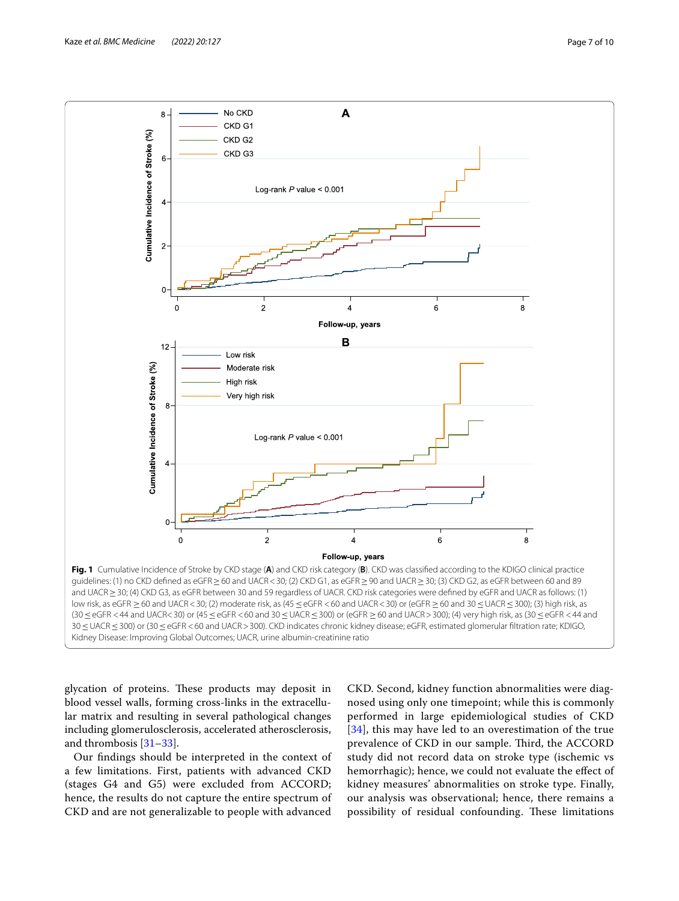**Fig. 1** Cumulative Incidence of Stroke by CKD stage (**A**) and CKD risk category (**B**). CKD was classified according to the KDIGO clinical practice guidelines: (1) no CKD defined as eGFR ≥ 60 and UACR < 30; (2) CKD G1, as eGFR ≥ 90 and UACR ≥ 30; (3) CKD G2, as eGFR between 60 and 89 and UACR ≥ 30; (4) CKD G3, as eGFR between 30 and 59 regardless of UACR. CKD risk categories were defined by eGFR and UACR as follows: (1) low risk, as eGFR ≥ 60 and UACR < 30; (2) moderate risk, as (45 ≤ eGFR < 60 and UACR < 30) or (eGFR ≥ 60 and 30 ≤ UACR ≤ 300); (3) high risk, as (30 ≤ eGFR < 44 and UACR< 30) or (45 ≤ eGFR < 60 and 30 ≤ UACR ≤ 300) or (eGFR ≥ 60 and UACR > 300); (4) very high risk, as (30 ≤ eGFR < 44 and 30 ≤ UACR ≤ 300) or (30 ≤ eGFR < 60 and UACR > 300). CKD indicates chronic kidney disease; eGFR, estimated glomerular filtration rate; KDIGO, Kidney Disease: Improving Global Outcomes; UACR, urine albumin-creatinine ratio

glycation of proteins. These products may deposit in blood vessel walls, forming cross-links in the extracellular matrix and resulting in several pathological changes including glomerulosclerosis, accelerated atherosclerosis, and thrombosis [31–33].

Our findings should be interpreted in the context of a few limitations. First, patients with advanced CKD (stages G4 and G5) were excluded from ACCORD; hence, the results do not capture the entire spectrum of CKD and are not generalizable to people with advanced CKD. Second, kidney function abnormalities were diagnosed using only one timepoint; while this is commonly performed in large epidemiological studies of CKD [34], this may have led to an overestimation of the true prevalence of CKD in our sample. Third, the ACCORD study did not record data on stroke type (ischemic vs hemorrhagic); hence, we could not evaluate the effect of kidney measures' abnormalities on stroke type. Finally, our analysis was observational; hence, there remains a possibility of residual confounding. These limitations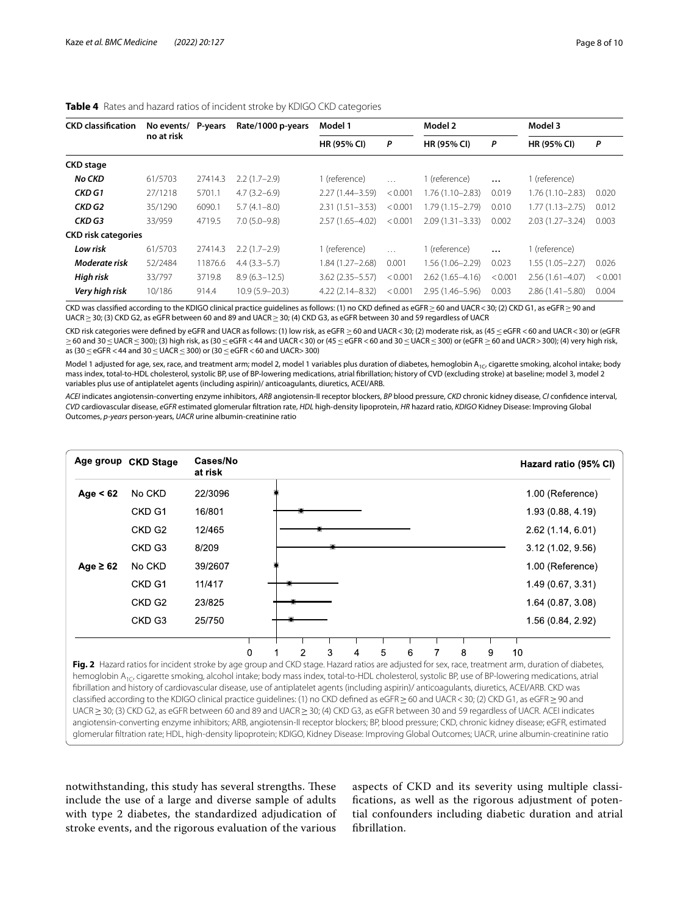**Table 4** Rates and hazard ratios of incident stroke by KDIGO CKD categories

| CKD classification | No events/ no at risk | P-years | Rate/1000 p-years | Model 1 | | Model 2 | | Model 3 | |
|---|---|---|---|---|---|---|---|---|---|
| | | | | HR (95% CI) | *P* | HR (95% CI) | *P* | HR (95% CI) | *P* |
| **CKD stage** | | | | | | | | | |
| ***No CKD*** | 61/5703 | 27414.3 | 2.2 (1.7–2.9) | 1 (reference) | … | 1 (reference) | … | 1 (reference) | |
| ***CKD G1*** | 27/1218 | 5701.1 | 4.7 (3.2–6.9) | 2.27 (1.44–3.59) | < 0.001 | 1.76 (1.10–2.83) | 0.019 | 1.76 (1.10–2.83) | 0.020 |
| ***CKD G2*** | 35/1290 | 6090.1 | 5.7 (4.1–8.0) | 2.31 (1.51–3.53) | < 0.001 | 1.79 (1.15–2.79) | 0.010 | 1.77 (1.13–2.75) | 0.012 |
| ***CKD G3*** | 33/959 | 4719.5 | 7.0 (5.0–9.8) | 2.57 (1.65–4.02) | < 0.001 | 2.09 (1.31–3.33) | 0.002 | 2.03 (1.27–3.24) | 0.003 |
| **CKD risk categories** | | | | | | | | | |
| ***Low risk*** | 61/5703 | 27414.3 | 2.2 (1.7–2.9) | 1 (reference) | … | 1 (reference) | … | 1 (reference) | |
| ***Moderate risk*** | 52/2484 | 11876.6 | 4.4 (3.3–5.7) | 1.84 (1.27–2.68) | 0.001 | 1.56 (1.06–2.29) | 0.023 | 1.55 (1.05–2.27) | 0.026 |
| ***High risk*** | 33/797 | 3719.8 | 8.9 (6.3–12.5) | 3.62 (2.35–5.57) | < 0.001 | 2.62 (1.65–4.16) | < 0.001 | 2.56 (1.61–4.07) | < 0.001 |
| ***Very high risk*** | 10/186 | 914.4 | 10.9 (5.9–20.3) | 4.22 (2.14–8.32) | < 0.001 | 2.95 (1.46–5.96) | 0.003 | 2.86 (1.41–5.80) | 0.004 |

CKD was classified according to the KDIGO clinical practice guidelines as follows: (1) no CKD defined as eGFR ≥ 60 and UACR < 30; (2) CKD G1, as eGFR ≥ 90 and UACR ≥ 30; (3) CKD G2, as eGFR between 60 and 89 and UACR ≥ 30; (4) CKD G3, as eGFR between 30 and 59 regardless of UACR

CKD risk categories were defined by eGFR and UACR as follows: (1) low risk, as eGFR ≥ 60 and UACR < 30; (2) moderate risk, as (45 ≤ eGFR < 60 and UACR < 30) or (eGFR ≥ 60 and 30 ≤ UACR ≤ 300); (3) high risk, as (30 ≤ eGFR < 44 and UACR < 30) or (45 ≤ eGFR < 60 and 30 ≤ UACR ≤ 300) or (eGFR ≥ 60 and UACR > 300); (4) very high risk, as (30 ≤ eGFR < 44 and 30 ≤ UACR ≤ 300) or (30 ≤ eGFR < 60 and UACR> 300)

Model 1 adjusted for age, sex, race, and treatment arm; model 2, model 1 variables plus duration of diabetes, hemoglobin $A_{1C}$, cigarette smoking, alcohol intake; body mass index, total-to-HDL cholesterol, systolic BP, use of BP-lowering medications, atrial fibrillation; history of CVD (excluding stroke) at baseline; model 3, model 2 variables plus use of antiplatelet agents (including aspirin)/ anticoagulants, diuretics, ACEI/ARB.

*ACEI* indicates angiotensin-converting enzyme inhibitors, *ARB* angiotensin-II receptor blockers, *BP* blood pressure, *CKD* chronic kidney disease, *CI* confidence interval, *CVD* cardiovascular disease, *eGFR* estimated glomerular filtration rate, *HDL* high-density lipoprotein, *HR* hazard ratio, *KDIGO* Kidney Disease: Improving Global Outcomes, *p-years* person-years, *UACR* urine albumin-creatinine ratio

| Age group | CKD Stage | Cases/No at risk | Hazard ratio (95% CI) |
|---|---|---|---|
| Age < 62 | No CKD | 22/3096 | 1.00 (Reference) |
| | CKD G1 | 16/801 | 1.93 (0.88, 4.19) |
| | CKD G2 | 12/465 | 2.62 (1.14, 6.01) |
| | CKD G3 | 8/209 | 3.12 (1.02, 9.56) |
| Age ≥ 62 | No CKD | 39/2607 | 1.00 (Reference) |
| | CKD G1 | 11/417 | 1.49 (0.67, 3.31) |
| | CKD G2 | 23/825 | 1.64 (0.87, 3.08) |
| | CKD G3 | 25/750 | 1.56 (0.84, 2.92) |

**Fig. 2** Hazard ratios for incident stroke by age group and CKD stage. Hazard ratios are adjusted for sex, race, treatment arm, duration of diabetes, hemoglobin $A_{1C}$, cigarette smoking, alcohol intake; body mass index, total-to-HDL cholesterol, systolic BP, use of BP-lowering medications, atrial fibrillation and history of cardiovascular disease, use of antiplatelet agents (including aspirin)/ anticoagulants, diuretics, ACEI/ARB. CKD was classified according to the KDIGO clinical practice guidelines: (1) no CKD defined as eGFR ≥ 60 and UACR < 30; (2) CKD G1, as eGFR ≥ 90 and UACR ≥ 30; (3) CKD G2, as eGFR between 60 and 89 and UACR ≥ 30; (4) CKD G3, as eGFR between 30 and 59 regardless of UACR. ACEI indicates angiotensin-converting enzyme inhibitors; ARB, angiotensin-II receptor blockers; BP, blood pressure; CKD, chronic kidney disease; eGFR, estimated glomerular filtration rate; HDL, high-density lipoprotein; KDIGO, Kidney Disease: Improving Global Outcomes; UACR, urine albumin-creatinine ratio

notwithstanding, this study has several strengths. These include the use of a large and diverse sample of adults with type 2 diabetes, the standardized adjudication of stroke events, and the rigorous evaluation of the various aspects of CKD and its severity using multiple classifications, as well as the rigorous adjustment of potential confounders including diabetic duration and atrial fibrillation.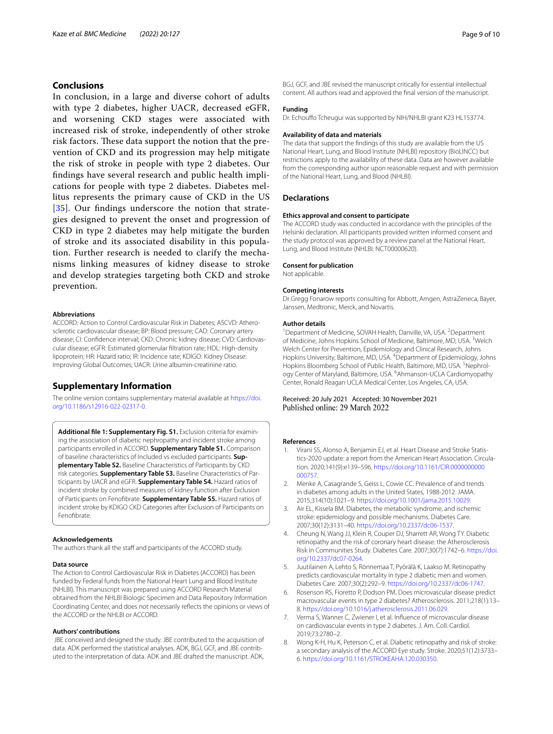## Conclusions

In conclusion, in a large and diverse cohort of adults with type 2 diabetes, higher UACR, decreased eGFR, and worsening CKD stages were associated with increased risk of stroke, independently of other stroke risk factors. These data support the notion that the prevention of CKD and its progression may help mitigate the risk of stroke in people with type 2 diabetes. Our findings have several research and public health implications for people with type 2 diabetes. Diabetes mellitus represents the primary cause of CKD in the US [35]. Our findings underscore the notion that strategies designed to prevent the onset and progression of CKD in type 2 diabetes may help mitigate the burden of stroke and its associated disability in this population. Further research is needed to clarify the mechanisms linking measures of kidney disease to stroke and develop strategies targeting both CKD and stroke prevention.

#### Abbreviations

ACCORD: Action to Control Cardiovascular Risk in Diabetes; ASCVD: Atherosclerotic cardiovascular disease; BP: Blood pressure; CAD: Coronary artery disease; CI: Confidence interval; CKD: Chronic kidney disease; CVD: Cardiovascular disease; eGFR: Estimated glomerular filtration rate; HDL: High-density lipoprotein; HR: Hazard ratio; IR: Incidence rate; KDIGO: Kidney Disease: Improving Global Outcomes; UACR: Urine albumin-creatinine ratio.

## Supplementary Information

The online version contains supplementary material available at https://doi.org/10.1186/s12916-022-02317-0.

**Additional file 1: Supplementary Fig. S1.** Exclusion criteria for examining the association of diabetic nephropathy and incident stroke among participants enrolled in ACCORD. **Supplementary Table S1.** Comparison of baseline characteristics of Included vs excluded participants. **Supplementary Table S2.** Baseline Characteristics of Participants by CKD risk categories. **Supplementary Table S3.** Baseline Characteristics of Participants by UACR and eGFR. **Supplementary Table S4.** Hazard ratios of incident stroke by combined measures of kidney function after Exclusion of Participants on Fenofibrate. **Supplementary Table S5.** Hazard ratios of incident stroke by KDIGO CKD Categories after Exclusion of Participants on Fenofibrate.

#### Acknowledgements

The authors thank all the staff and participants of the ACCORD study.

#### Data source

The Action to Control Cardiovascular Risk in Diabetes (ACCORD) has been funded by Federal funds from the National Heart Lung and Blood Institute (NHLBI). This manuscript was prepared using ACCORD Research Material obtained from the NHLBI Biologic Specimen and Data Repository Information Coordinating Center, and does not necessarily reflects the opinions or views of the ACCORD or the NHLBI or ACCORD.

#### Authors' contributions

JBE conceived and designed the study. JBE contributed to the acquisition of data. ADK performed the statistical analyses. ADK, BGJ, GCF, and JBE contributed to the interpretation of data. ADK and JBE drafted the manuscript. ADK, BGJ, GCF, and JBE revised the manuscript critically for essential intellectual content. All authors read and approved the final version of the manuscript.

#### Funding

Dr. Echouffo Tcheugui was supported by NIH/NHLBI grant K23 HL153774.

#### Availability of data and materials

The data that support the findings of this study are available from the US National Heart, Lung, and Blood Institute (NHLBI) repository (BioLINCC) but restrictions apply to the availability of these data. Data are however available from the corresponding author upon reasonable request and with permission of the National Heart, Lung, and Blood (NHLBI).

## Declarations

#### Ethics approval and consent to participate

The ACCORD study was conducted in accordance with the principles of the Helsinki declaration. All participants provided written informed consent and the study protocol was approved by a review panel at the National Heart, Lung, and Blood Institute (NHLBI: NCT00000620).

#### Consent for publication

Not applicable.

#### Competing interests

Dr Gregg Fonarow reports consulting for Abbott, Amgen, AstraZeneca, Bayer, Janssen, Medtronic, Merck, and Novartis.

#### Author details

[1]Department of Medicine, SOVAH Health, Danville, VA, USA. [2]Department of Medicine, Johns Hopkins School of Medicine, Baltimore, MD, USA. [3]Welch Welch Center for Prevention, Epidemiology and Clinical Research, Johns Hopkins University, Baltimore, MD, USA. [4]Department of Epidemiology, Johns Hopkins Bloomberg School of Public Health, Baltimore, MD, USA. [5]Nephrology Center of Maryland, Baltimore, USA. [6]Ahmanson-UCLA Cardiomyopathy Center, Ronald Reagan UCLA Medical Center, Los Angeles, CA, USA.

Received: 20 July 2021 Accepted: 30 November 2021
Published online: 29 March 2022

#### References

1. Virani SS, Alonso A, Benjamin EJ, et al. Heart Disease and Stroke Statistics-2020 update: a report from the American Heart Association. Circulation. 2020;141(9):e139–596. https://doi.org/10.1161/CIR.0000000000000757.
2. Menke A, Casagrande S, Geiss L, Cowie CC. Prevalence of and trends in diabetes among adults in the United States, 1988-2012. JAMA. 2015;314(10):1021–9. https://doi.org/10.1001/jama.2015.10029.
3. Air EL, Kissela BM. Diabetes, the metabolic syndrome, and ischemic stroke: epidemiology and possible mechanisms. Diabetes Care. 2007;30(12):3131–40. https://doi.org/10.2337/dc06-1537.
4. Cheung N, Wang JJ, Klein R, Couper DJ, Sharrett AR, Wong TY. Diabetic retinopathy and the risk of coronary heart disease: the Atherosclerosis Risk in Communities Study. Diabetes Care. 2007;30(7):1742–6. https://doi.org/10.2337/dc07-0264.
5. Juutilainen A, Lehto S, Rönnemaa T, Pyörälä K, Laakso M. Retinopathy predicts cardiovascular mortality in type 2 diabetic men and women. Diabetes Care. 2007;30(2):292–9. https://doi.org/10.2337/dc06-1747.
6. Rosenson RS, Fioretto P, Dodson PM. Does microvascular disease predict macrovascular events in type 2 diabetes? Atherosclerosis. 2011;218(1):13–8. https://doi.org/10.1016/j.atherosclerosis.2011.06.029.
7. Verma S, Wanner C, Zwiener I, et al. Influence of microvascular disease on cardiovascular events in type 2 diabetes. J. Am. Coll. Cardiol. 2019;73:2780–2.
8. Wong K-H, Hu K, Peterson C, et al. Diabetic retinopathy and risk of stroke: a secondary analysis of the ACCORD Eye study. Stroke. 2020;51(12):3733–6. https://doi.org/10.1161/STROKEAHA.120.030350.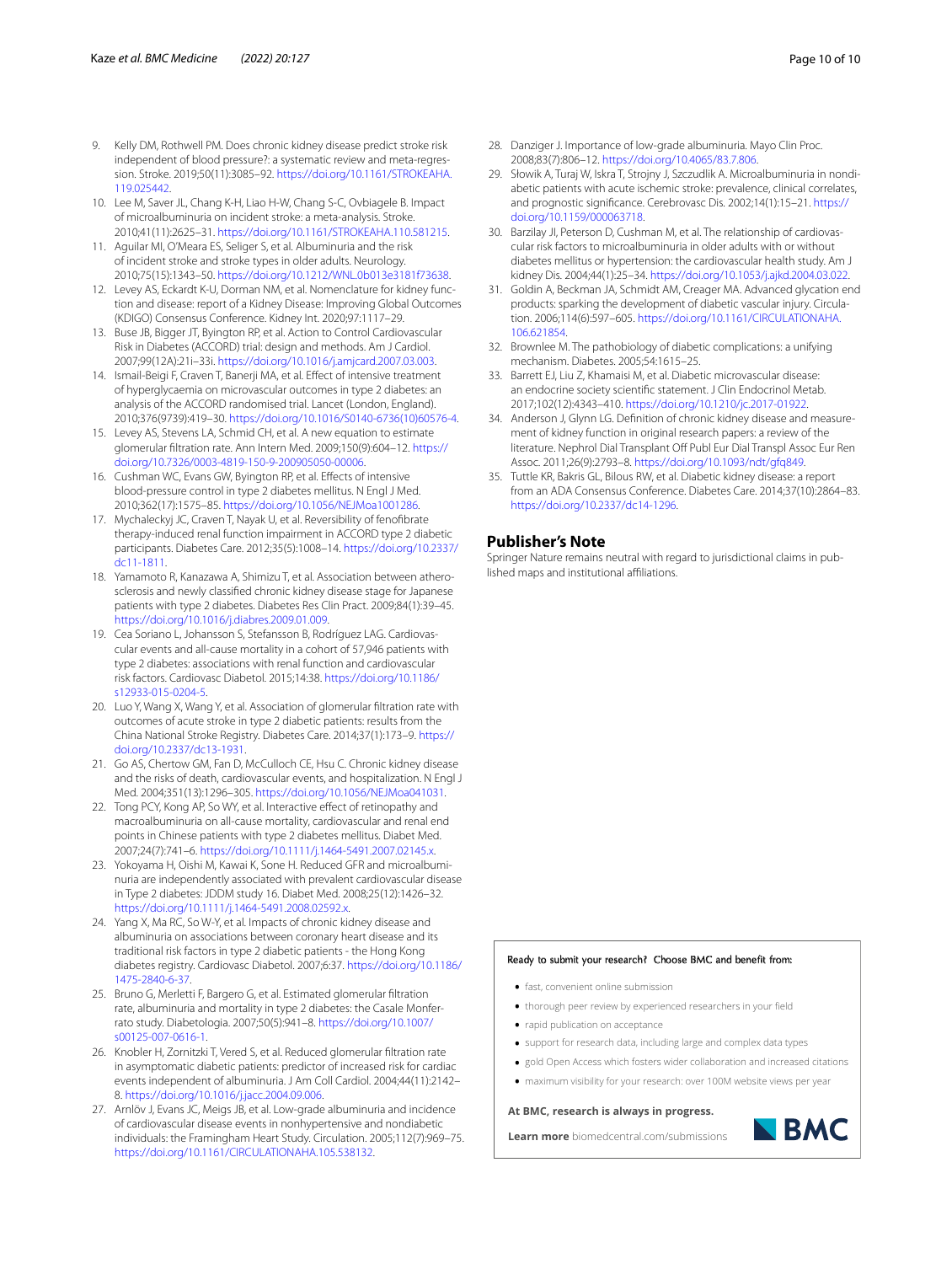9. Kelly DM, Rothwell PM. Does chronic kidney disease predict stroke risk independent of blood pressure?: a systematic review and meta-regression. Stroke. 2019;50(11):3085–92. https://doi.org/10.1161/STROKEAHA.119.025442.
10. Lee M, Saver JL, Chang K-H, Liao H-W, Chang S-C, Ovbiagele B. Impact of microalbuminuria on incident stroke: a meta-analysis. Stroke. 2010;41(11):2625–31. https://doi.org/10.1161/STROKEAHA.110.581215.
11. Aguilar MI, O'Meara ES, Seliger S, et al. Albuminuria and the risk of incident stroke and stroke types in older adults. Neurology. 2010;75(15):1343–50. https://doi.org/10.1212/WNL.0b013e3181f73638.
12. Levey AS, Eckardt K-U, Dorman NM, et al. Nomenclature for kidney function and disease: report of a Kidney Disease: Improving Global Outcomes (KDIGO) Consensus Conference. Kidney Int. 2020;97:1117–29.
13. Buse JB, Bigger JT, Byington RP, et al. Action to Control Cardiovascular Risk in Diabetes (ACCORD) trial: design and methods. Am J Cardiol. 2007;99(12A):21i–33i. https://doi.org/10.1016/j.amjcard.2007.03.003.
14. Ismail-Beigi F, Craven T, Banerji MA, et al. Effect of intensive treatment of hyperglycaemia on microvascular outcomes in type 2 diabetes: an analysis of the ACCORD randomised trial. Lancet (London, England). 2010;376(9739):419–30. https://doi.org/10.1016/S0140-6736(10)60576-4.
15. Levey AS, Stevens LA, Schmid CH, et al. A new equation to estimate glomerular filtration rate. Ann Intern Med. 2009;150(9):604–12. https://doi.org/10.7326/0003-4819-150-9-200905050-00006.
16. Cushman WC, Evans GW, Byington RP, et al. Effects of intensive blood-pressure control in type 2 diabetes mellitus. N Engl J Med. 2010;362(17):1575–85. https://doi.org/10.1056/NEJMoa1001286.
17. Mychaleckyj JC, Craven T, Nayak U, et al. Reversibility of fenofibrate therapy-induced renal function impairment in ACCORD type 2 diabetic participants. Diabetes Care. 2012;35(5):1008–14. https://doi.org/10.2337/dc11-1811.
18. Yamamoto R, Kanazawa A, Shimizu T, et al. Association between atherosclerosis and newly classified chronic kidney disease stage for Japanese patients with type 2 diabetes. Diabetes Res Clin Pract. 2009;84(1):39–45. https://doi.org/10.1016/j.diabres.2009.01.009.
19. Cea Soriano L, Johansson S, Stefansson B, Rodríguez LAG. Cardiovascular events and all-cause mortality in a cohort of 57,946 patients with type 2 diabetes: associations with renal function and cardiovascular risk factors. Cardiovasc Diabetol. 2015;14:38. https://doi.org/10.1186/s12933-015-0204-5.
20. Luo Y, Wang X, Wang Y, et al. Association of glomerular filtration rate with outcomes of acute stroke in type 2 diabetic patients: results from the China National Stroke Registry. Diabetes Care. 2014;37(1):173–9. https://doi.org/10.2337/dc13-1931.
21. Go AS, Chertow GM, Fan D, McCulloch CE, Hsu C. Chronic kidney disease and the risks of death, cardiovascular events, and hospitalization. N Engl J Med. 2004;351(13):1296–305. https://doi.org/10.1056/NEJMoa041031.
22. Tong PCY, Kong AP, So WY, et al. Interactive effect of retinopathy and macroalbuminuria on all-cause mortality, cardiovascular and renal end points in Chinese patients with type 2 diabetes mellitus. Diabet Med. 2007;24(7):741–6. https://doi.org/10.1111/j.1464-5491.2007.02145.x.
23. Yokoyama H, Oishi M, Kawai K, Sone H. Reduced GFR and microalbuminuria are independently associated with prevalent cardiovascular disease in Type 2 diabetes: JDDM study 16. Diabet Med. 2008;25(12):1426–32. https://doi.org/10.1111/j.1464-5491.2008.02592.x.
24. Yang X, Ma RC, So W-Y, et al. Impacts of chronic kidney disease and albuminuria on associations between coronary heart disease and its traditional risk factors in type 2 diabetic patients - the Hong Kong diabetes registry. Cardiovasc Diabetol. 2007;6:37. https://doi.org/10.1186/1475-2840-6-37.
25. Bruno G, Merletti F, Bargero G, et al. Estimated glomerular filtration rate, albuminuria and mortality in type 2 diabetes: the Casale Monferrato study. Diabetologia. 2007;50(5):941–8. https://doi.org/10.1007/s00125-007-0616-1.
26. Knobler H, Zornitzki T, Vered S, et al. Reduced glomerular filtration rate in asymptomatic diabetic patients: predictor of increased risk for cardiac events independent of albuminuria. J Am Coll Cardiol. 2004;44(11):2142–8. https://doi.org/10.1016/j.jacc.2004.09.006.
27. Arnlöv J, Evans JC, Meigs JB, et al. Low-grade albuminuria and incidence of cardiovascular disease events in nonhypertensive and nondiabetic individuals: the Framingham Heart Study. Circulation. 2005;112(7):969–75. https://doi.org/10.1161/CIRCULATIONAHA.105.538132.
28. Danziger J. Importance of low-grade albuminuria. Mayo Clin Proc. 2008;83(7):806–12. https://doi.org/10.4065/83.7.806.
29. Słowik A, Turaj W, Iskra T, Strojny J, Szczudlik A. Microalbuminuria in nondiabetic patients with acute ischemic stroke: prevalence, clinical correlates, and prognostic significance. Cerebrovasc Dis. 2002;14(1):15–21. https://doi.org/10.1159/000063718.
30. Barzilay JI, Peterson D, Cushman M, et al. The relationship of cardiovascular risk factors to microalbuminuria in older adults with or without diabetes mellitus or hypertension: the cardiovascular health study. Am J kidney Dis. 2004;44(1):25–34. https://doi.org/10.1053/j.ajkd.2004.03.022.
31. Goldin A, Beckman JA, Schmidt AM, Creager MA. Advanced glycation end products: sparking the development of diabetic vascular injury. Circulation. 2006;114(6):597–605. https://doi.org/10.1161/CIRCULATIONAHA.106.621854.
32. Brownlee M. The pathobiology of diabetic complications: a unifying mechanism. Diabetes. 2005;54:1615–25.
33. Barrett EJ, Liu Z, Khamaisi M, et al. Diabetic microvascular disease: an endocrine society scientific statement. J Clin Endocrinol Metab. 2017;102(12):4343–410. https://doi.org/10.1210/jc.2017-01922.
34. Anderson J, Glynn LG. Definition of chronic kidney disease and measurement of kidney function in original research papers: a review of the literature. Nephrol Dial Transplant Off Publ Eur Dial Transpl Assoc Eur Ren Assoc. 2011;26(9):2793–8. https://doi.org/10.1093/ndt/gfq849.
35. Tuttle KR, Bakris GL, Bilous RW, et al. Diabetic kidney disease: a report from an ADA Consensus Conference. Diabetes Care. 2014;37(10):2864–83. https://doi.org/10.2337/dc14-1296.

## Publisher's Note

Springer Nature remains neutral with regard to jurisdictional claims in published maps and institutional affiliations.

Ready to submit your research? Choose BMC and benefit from:

- fast, convenient online submission
- thorough peer review by experienced researchers in your field
- rapid publication on acceptance
- support for research data, including large and complex data types
- gold Open Access which fosters wider collaboration and increased citations
- maximum visibility for your research: over 100M website views per year

**At BMC, research is always in progress.**

**Learn more** biomedcentral.com/submissions

BMC